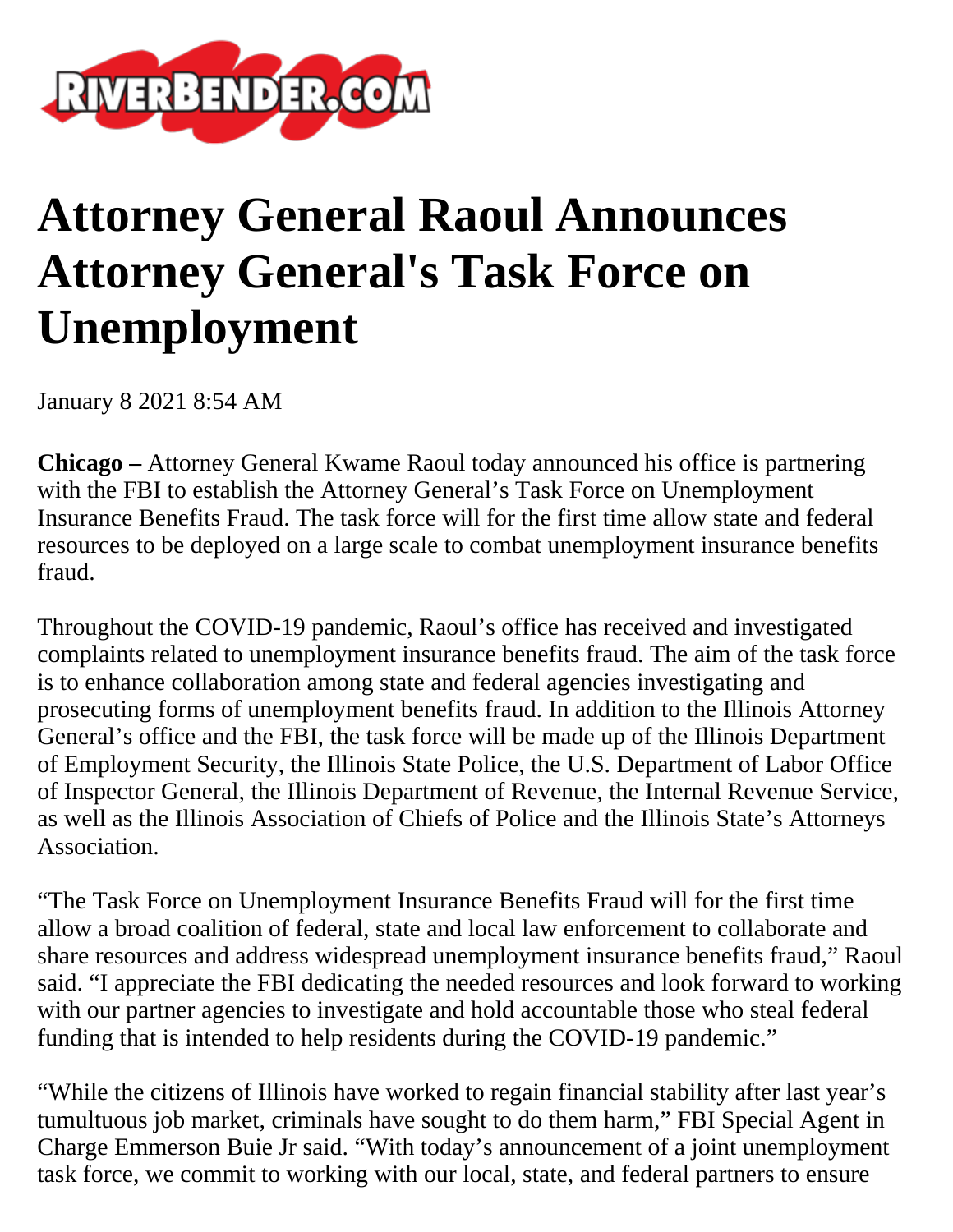# Attorney General Raoul Announces Attorney General's Task Force on Unemployment

January 8 2021 8:54 AM

**Chicago –** Attorney General Kwame Raoul today announced his office is partnering with the FBI to establish the Attorney General's Task Force on Unemployment Insurance Benefits Fraud. The task force will for the first time allow state and federal resources to be deployed on a large scale to combat unemployment insurance benefits fraud.

Throughout the COVID-19 pandemic, Raoul's office has received and investigated complaints related to unemployment insurance benefits fraud. The aim of the task force is to enhance collaboration among state and federal agencies investigating and prosecuting forms of unemployment benefits fraud. In addition to the Illinois Attorney General's office and the FBI, the task force will be made up of the Illinois Department of Employment Security, the Illinois State Police, the U.S. Department of Labor Office of Inspector General, the Illinois Department of Revenue, the Internal Revenue Service, as well as the Illinois Association of Chiefs of Police and the Illinois State's Attorneys Association.

"The Task Force on Unemployment Insurance Benefits Fraud will for the first time allow a broad coalition of federal, state and local law enforcement to collaborate and share resources and address widespread unemployment insurance benefits fraud," Raoul said. "I appreciate the FBI dedicating the needed resources and look forward to working with our partner agencies to investigate and hold accountable those who steal federal funding that is intended to help residents during the COVID-19 pandemic."

"While the citizens of Illinois have worked to regain financial stability after last year's tumultuous job market, criminals have sought to do them harm," FBI Special Agent in Charge Emmerson Buie Jr said. "With today's announcement of a joint unemployment task force, we commit to working with our local, state, and federal partners to ensure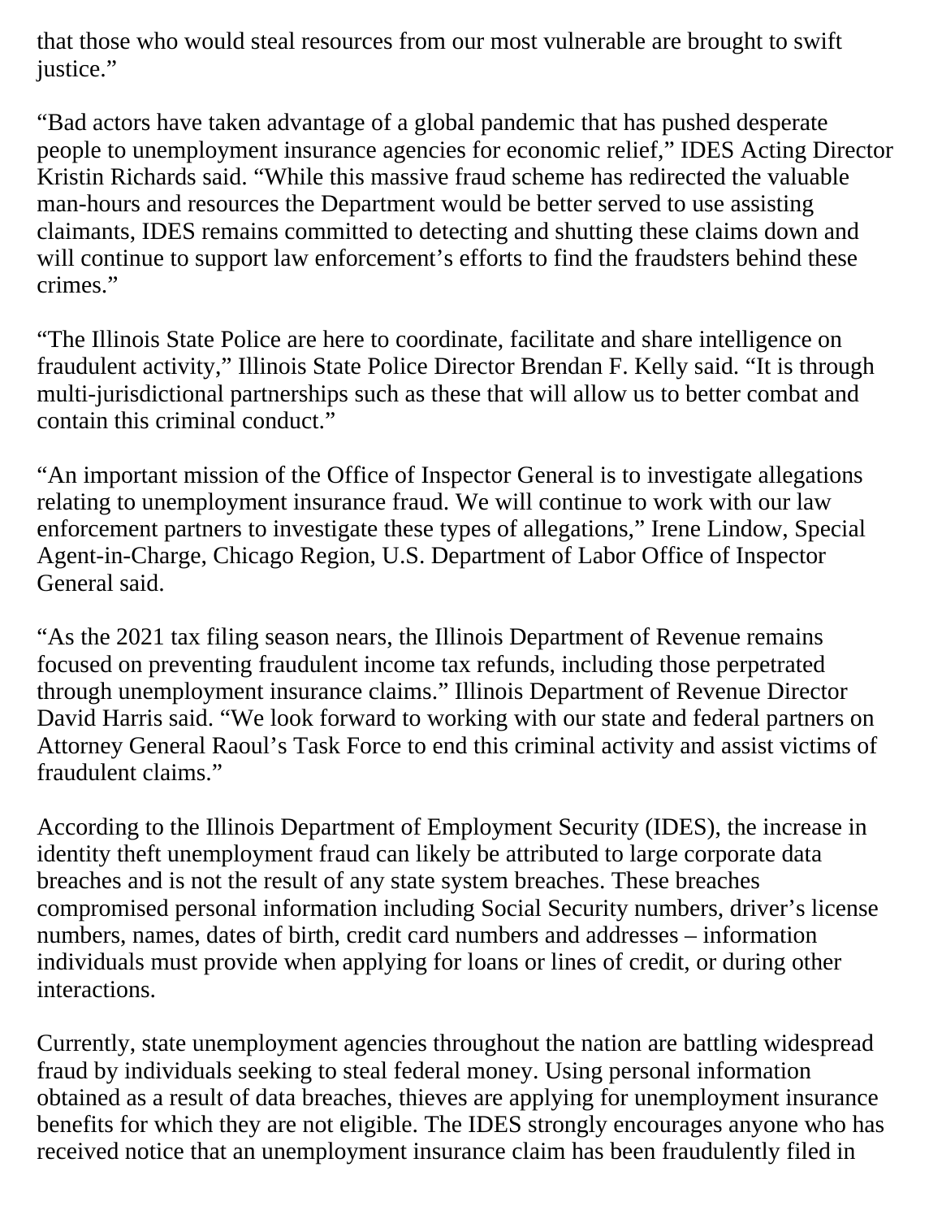that those who would steal resources from our most vulnerable are brought to swift justice."

"Bad actors have taken advantage of a global pandemic that has pushed desperate people to unemployment insurance agencies for economic relief," IDES Acting Director Kristin Richards said. "While this massive fraud scheme has redirected the valuable man-hours and resources the Department would be better served to use assisting claimants, IDES remains committed to detecting and shutting these claims down and will continue to support law enforcement's efforts to find the fraudsters behind these crimes."

"The Illinois State Police are here to coordinate, facilitate and share intelligence on fraudulent activity," Illinois State Police Director Brendan F. Kelly said. "It is through multi-jurisdictional partnerships such as these that will allow us to better combat and contain this criminal conduct."

"An important mission of the Office of Inspector General is to investigate allegations relating to unemployment insurance fraud. We will continue to work with our law enforcement partners to investigate these types of allegations," Irene Lindow, Special Agent-in-Charge, Chicago Region, U.S. Department of Labor Office of Inspector General said.

"As the 2021 tax filing season nears, the Illinois Department of Revenue remains focused on preventing fraudulent income tax refunds, including those perpetrated through unemployment insurance claims." Illinois Department of Revenue Director David Harris said. "We look forward to working with our state and federal partners on Attorney General Raoul's Task Force to end this criminal activity and assist victims of fraudulent claims."

According to the Illinois Department of Employment Security (IDES), the increase in identity theft unemployment fraud can likely be attributed to large corporate data breaches and is not the result of any state system breaches. These breaches compromised personal information including Social Security numbers, driver's license numbers, names, dates of birth, credit card numbers and addresses – information individuals must provide when applying for loans or lines of credit, or during other interactions.

Currently, state unemployment agencies throughout the nation are battling widespread fraud by individuals seeking to steal federal money. Using personal information obtained as a result of data breaches, thieves are applying for unemployment insurance benefits for which they are not eligible. The IDES strongly encourages anyone who has received notice that an unemployment insurance claim has been fraudulently filed in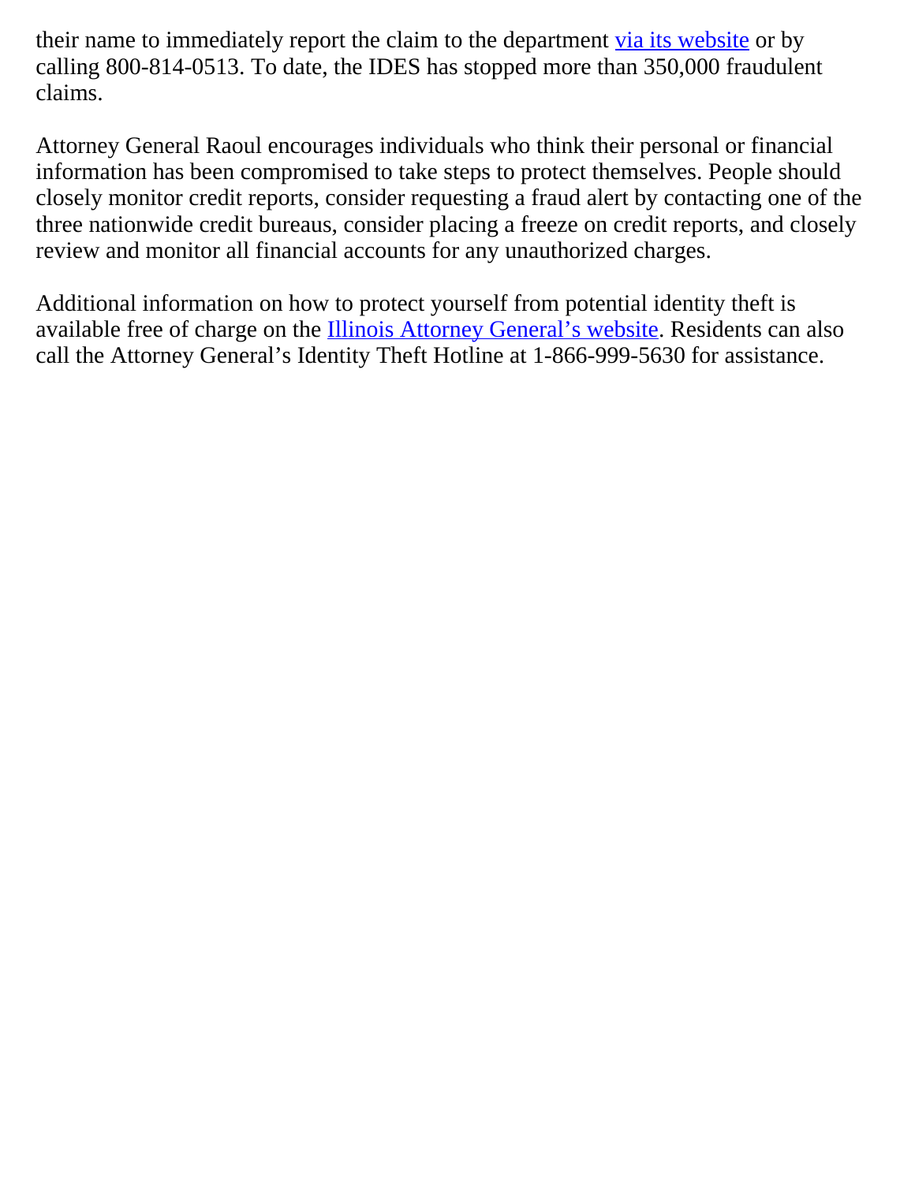their name to immediately report the claim to the department via its website or by calling 800-814-0513. To date, the IDES has stopped more than 350,000 fraudulent claims.

Attorney General Raoul encourages individuals who think their personal or financial information has been compromised to take steps to protect themselves. People should closely monitor credit reports, consider requesting a fraud alert by contacting one of the three nationwide credit bureaus, consider placing a freeze on credit reports, and closely review and monitor all financial accounts for any unauthorized charges.

Additional information on how to protect yourself from potential identity theft is available free of charge on the Illinois Attorney General's website. Residents can also call the Attorney General's Identity Theft Hotline at 1-866-999-5630 for assistance.